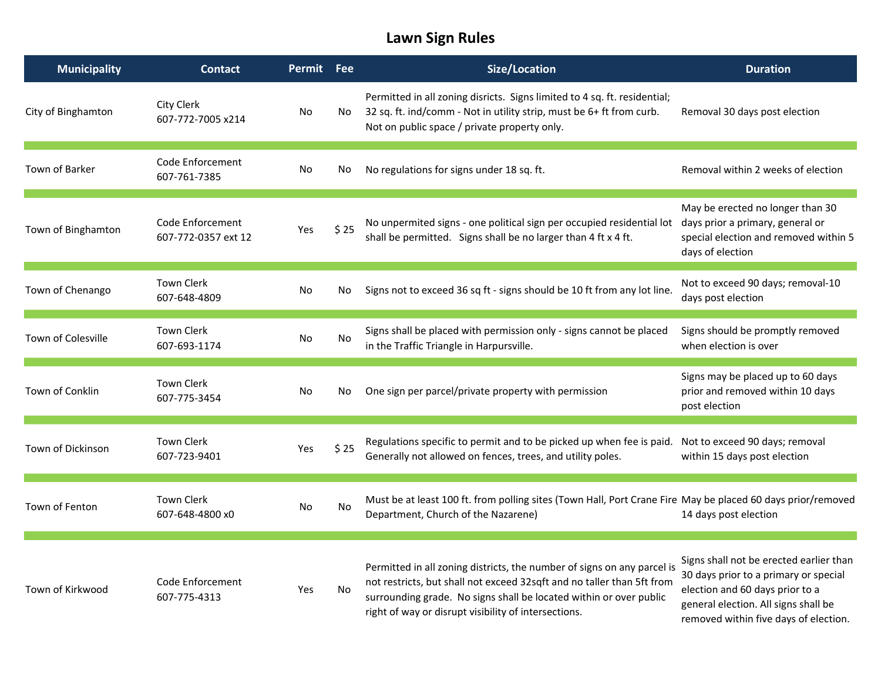# Lawn Sign Rules

| Municipality | Contact | Permit | Fee | Size/Location | Duration |
|---|---|---|---|---|---|
| City of Binghamton | City Clerk 607-772-7005 x214 | No | No | Permitted in all zoning disricts. Signs limited to 4 sq. ft. residential; 32 sq. ft. ind/comm - Not in utility strip, must be 6+ ft from curb. Not on public space / private property only. | Removal 30 days post election |
| Town of Barker | Code Enforcement 607-761-7385 | No | No | No regulations for signs under 18 sq. ft. | Removal within 2 weeks of election |
| Town of Binghamton | Code Enforcement 607-772-0357 ext 12 | Yes | $ 25 | No unpermited signs - one political sign per occupied residential lot shall be permitted. Signs shall be no larger than 4 ft x 4 ft. | May be erected no longer than 30 days prior a primary, general or special election and removed within 5 days of election |
| Town of Chenango | Town Clerk 607-648-4809 | No | No | Signs not to exceed 36 sq ft - signs should be 10 ft from any lot line. | Not to exceed 90 days; removal-10 days post election |
| Town of Colesville | Town Clerk 607-693-1174 | No | No | Signs shall be placed with permission only - signs cannot be placed in the Traffic Triangle in Harpursville. | Signs should be promptly removed when election is over |
| Town of Conklin | Town Clerk 607-775-3454 | No | No | One sign per parcel/private property with permission | Signs may be placed up to 60 days prior and removed within 10 days post election |
| Town of Dickinson | Town Clerk 607-723-9401 | Yes | $ 25 | Regulations specific to permit and to be picked up when fee is paid. Generally not allowed on fences, trees, and utility poles. | Not to exceed 90 days; removal within 15 days post election |
| Town of Fenton | Town Clerk 607-648-4800 x0 | No | No | Must be at least 100 ft. from polling sites (Town Hall, Port Crane Fire Department, Church of the Nazarene) | May be placed 60 days prior/removed 14 days post election |
| Town of Kirkwood | Code Enforcement 607-775-4313 | Yes | No | Permitted in all zoning districts, the number of signs on any parcel is not restricts, but shall not exceed 32sqft and no taller than 5ft from surrounding grade. No signs shall be located within or over public right of way or disrupt visibility of intersections. | Signs shall not be erected earlier than 30 days prior to a primary or special election and 60 days prior to a general election. All signs shall be removed within five days of election. |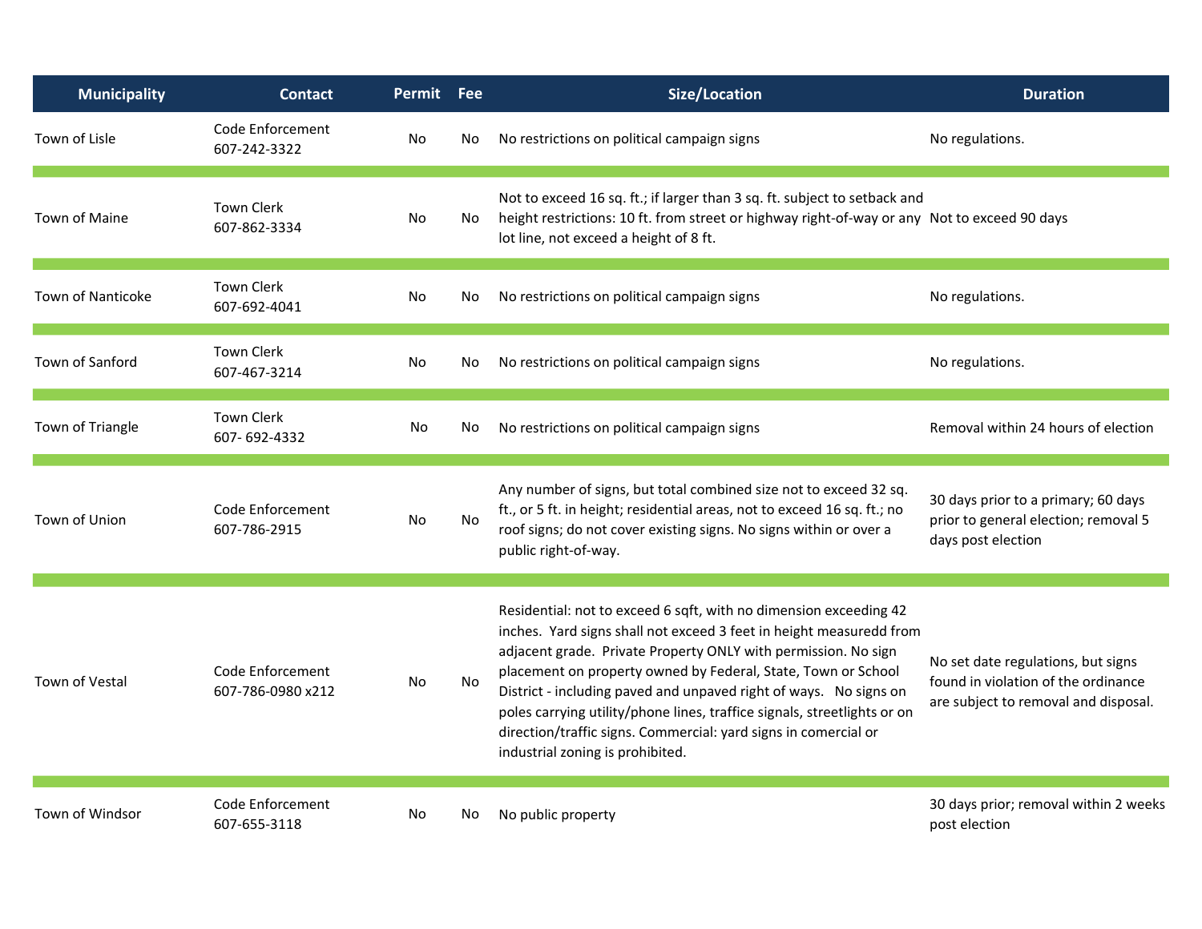| Municipality | Contact | Permit | Fee | Size/Location | Duration |
|---|---|---|---|---|---|
| Town of Lisle | Code Enforcement 607-242-3322 | No | No | No restrictions on political campaign signs | No regulations. |
| Town of Maine | Town Clerk 607-862-3334 | No | No | Not to exceed 16 sq. ft.; if larger than 3 sq. ft. subject to setback and height restrictions: 10 ft. from street or highway right-of-way or any lot line, not exceed a height of 8 ft. | Not to exceed 90 days |
| Town of Nanticoke | Town Clerk 607-692-4041 | No | No | No restrictions on political campaign signs | No regulations. |
| Town of Sanford | Town Clerk 607-467-3214 | No | No | No restrictions on political campaign signs | No regulations. |
| Town of Triangle | Town Clerk 607- 692-4332 | No | No | No restrictions on political campaign signs | Removal within 24 hours of election |
| Town of Union | Code Enforcement 607-786-2915 | No | No | Any number of signs, but total combined size not to exceed 32 sq. ft., or 5 ft. in height; residential areas, not to exceed 16 sq. ft.; no roof signs; do not cover existing signs. No signs within or over a public right-of-way. | 30 days prior to a primary; 60 days prior to general election; removal 5 days post election |
| Town of Vestal | Code Enforcement 607-786-0980 x212 | No | No | Residential: not to exceed 6 sqft, with no dimension exceeding 42 inches. Yard signs shall not exceed 3 feet in height measuredd from adjacent grade. Private Property ONLY with permission. No sign placement on property owned by Federal, State, Town or School District - including paved and unpaved right of ways. No signs on poles carrying utility/phone lines, traffice signals, streetlights or on direction/traffic signs. Commercial: yard signs in comercial or industrial zoning is prohibited. | No set date regulations, but signs found in violation of the ordinance are subject to removal and disposal. |
| Town of Windsor | Code Enforcement 607-655-3118 | No | No | No public property | 30 days prior; removal within 2 weeks post election |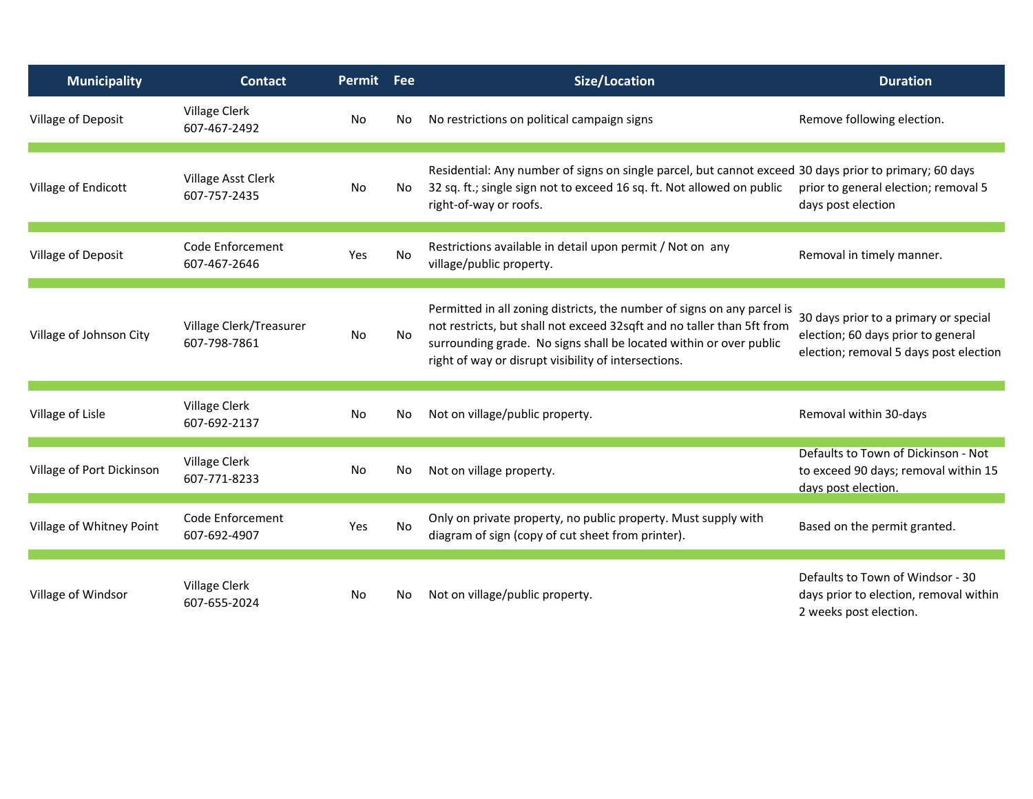| Municipality | Contact | Permit | Fee | Size/Location | Duration |
|---|---|---|---|---|---|
| Village of Deposit | Village Clerk 607-467-2492 | No | No | No restrictions on political campaign signs | Remove following election. |
| Village of Endicott | Village Asst Clerk 607-757-2435 | No | No | Residential: Any number of signs on single parcel, but cannot exceed 32 sq. ft.; single sign not to exceed 16 sq. ft. Not allowed on public right-of-way or roofs. | 30 days prior to primary; 60 days prior to general election; removal 5 days post election |
| Village of Deposit | Code Enforcement 607-467-2646 | Yes | No | Restrictions available in detail upon permit / Not on any village/public property. | Removal in timely manner. |
| Village of Johnson City | Village Clerk/Treasurer 607-798-7861 | No | No | Permitted in all zoning districts, the number of signs on any parcel is not restricts, but shall not exceed 32sqft and no taller than 5ft from surrounding grade. No signs shall be located within or over public right of way or disrupt visibility of intersections. | 30 days prior to a primary or special election; 60 days prior to general election; removal 5 days post election |
| Village of Lisle | Village Clerk 607-692-2137 | No | No | Not on village/public property. | Removal within 30-days |
| Village of Port Dickinson | Village Clerk 607-771-8233 | No | No | Not on village property. | Defaults to Town of Dickinson - Not to exceed 90 days; removal within 15 days post election. |
| Village of Whitney Point | Code Enforcement 607-692-4907 | Yes | No | Only on private property, no public property. Must supply with diagram of sign (copy of cut sheet from printer). | Based on the permit granted. |
| Village of Windsor | Village Clerk 607-655-2024 | No | No | Not on village/public property. | Defaults to Town of Windsor - 30 days prior to election, removal within 2 weeks post election. |